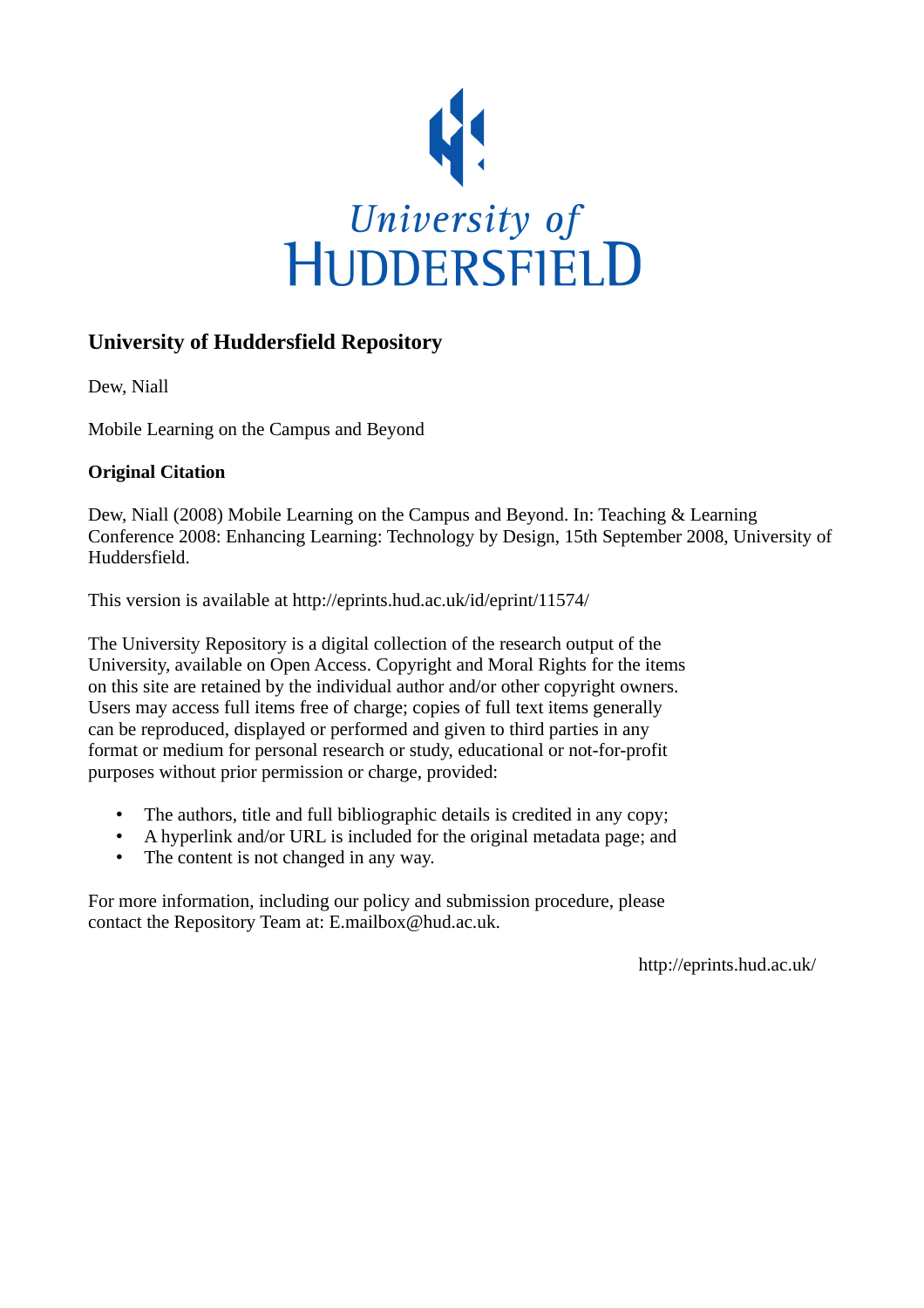University of Huddersfield

# University of Huddersfield Repository

Dew, Niall

Mobile Learning on the Campus and Beyond

**Original Citation**

Dew, Niall (2008) Mobile Learning on the Campus and Beyond. In: Teaching & Learning Conference 2008: Enhancing Learning: Technology by Design, 15th September 2008, University of Huddersfield.

This version is available at http://eprints.hud.ac.uk/id/eprint/11574/

The University Repository is a digital collection of the research output of the University, available on Open Access. Copyright and Moral Rights for the items on this site are retained by the individual author and/or other copyright owners. Users may access full items free of charge; copies of full text items generally can be reproduced, displayed or performed and given to third parties in any format or medium for personal research or study, educational or not-for-profit purposes without prior permission or charge, provided:

- The authors, title and full bibliographic details is credited in any copy;
- A hyperlink and/or URL is included for the original metadata page; and
- The content is not changed in any way.

For more information, including our policy and submission procedure, please contact the Repository Team at: E.mailbox@hud.ac.uk.

http://eprints.hud.ac.uk/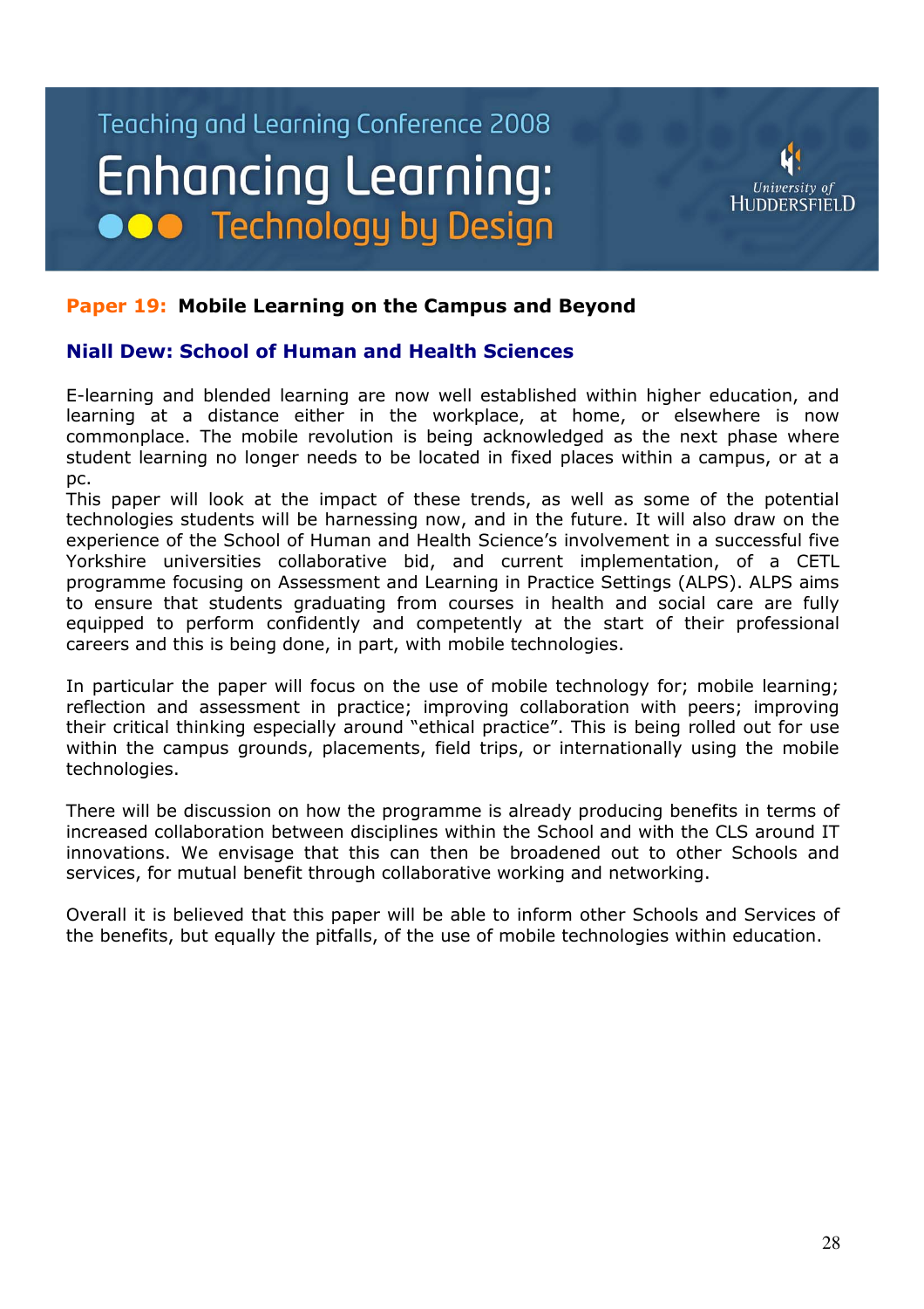## Paper 19: Mobile Learning on the Campus and Beyond

### Niall Dew: School of Human and Health Sciences

E-learning and blended learning are now well established within higher education, and learning at a distance either in the workplace, at home, or elsewhere is now commonplace. The mobile revolution is being acknowledged as the next phase where student learning no longer needs to be located in fixed places within a campus, or at a pc.

This paper will look at the impact of these trends, as well as some of the potential technologies students will be harnessing now, and in the future. It will also draw on the experience of the School of Human and Health Science's involvement in a successful five Yorkshire universities collaborative bid, and current implementation, of a CETL programme focusing on Assessment and Learning in Practice Settings (ALPS). ALPS aims to ensure that students graduating from courses in health and social care are fully equipped to perform confidently and competently at the start of their professional careers and this is being done, in part, with mobile technologies.

In particular the paper will focus on the use of mobile technology for; mobile learning; reflection and assessment in practice; improving collaboration with peers; improving their critical thinking especially around "ethical practice". This is being rolled out for use within the campus grounds, placements, field trips, or internationally using the mobile technologies.

There will be discussion on how the programme is already producing benefits in terms of increased collaboration between disciplines within the School and with the CLS around IT innovations. We envisage that this can then be broadened out to other Schools and services, for mutual benefit through collaborative working and networking.

Overall it is believed that this paper will be able to inform other Schools and Services of the benefits, but equally the pitfalls, of the use of mobile technologies within education.